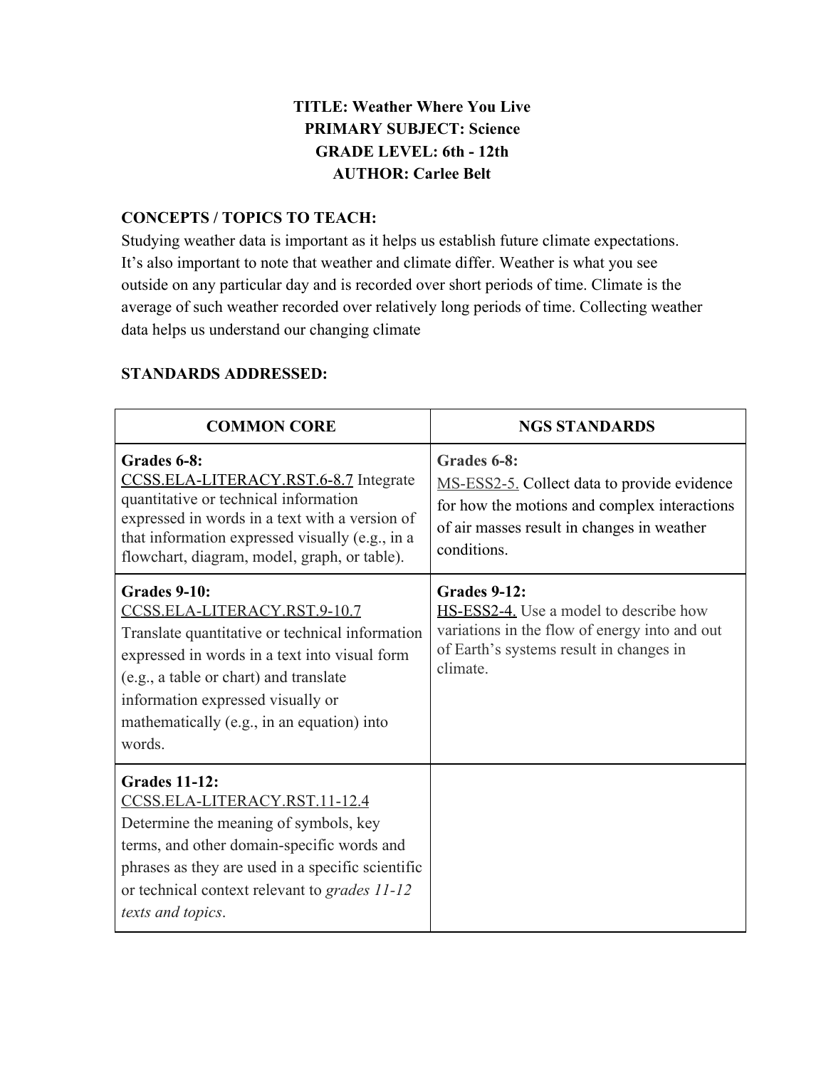**TITLE: Weather Where You Live**
**PRIMARY SUBJECT: Science**
**GRADE LEVEL: 6th - 12th**
**AUTHOR: Carlee Belt**

## CONCEPTS / TOPICS TO TEACH:

Studying weather data is important as it helps us establish future climate expectations. It's also important to note that weather and climate differ. Weather is what you see outside on any particular day and is recorded over short periods of time. Climate is the average of such weather recorded over relatively long periods of time. Collecting weather data helps us understand our changing climate

## STANDARDS ADDRESSED:

| COMMON CORE | NGS STANDARDS |
|---|---|
| **Grades 6-8:** CCSS.ELA-LITERACY.RST.6-8.7 Integrate quantitative or technical information expressed in words in a text with a version of that information expressed visually (e.g., in a flowchart, diagram, model, graph, or table). | **Grades 6-8:** MS-ESS2-5. Collect data to provide evidence for how the motions and complex interactions of air masses result in changes in weather conditions. |
| **Grades 9-10:** CCSS.ELA-LITERACY.RST.9-10.7 Translate quantitative or technical information expressed in words in a text into visual form (e.g., a table or chart) and translate information expressed visually or mathematically (e.g., in an equation) into words. | **Grades 9-12:** HS-ESS2-4. Use a model to describe how variations in the flow of energy into and out of Earth's systems result in changes in climate. |
| **Grades 11-12:** CCSS.ELA-LITERACY.RST.11-12.4 Determine the meaning of symbols, key terms, and other domain-specific words and phrases as they are used in a specific scientific or technical context relevant to *grades 11-12 texts and topics*. | |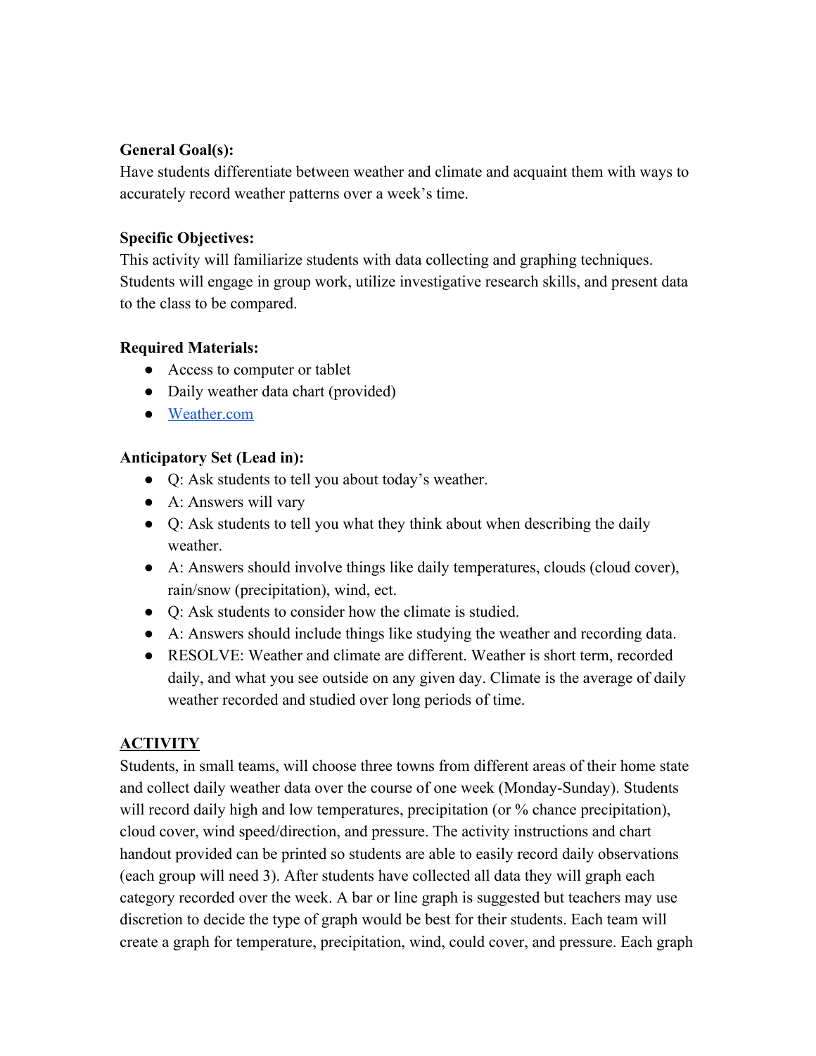**General Goal(s):**
Have students differentiate between weather and climate and acquaint them with ways to accurately record weather patterns over a week's time.

**Specific Objectives:**
This activity will familiarize students with data collecting and graphing techniques. Students will engage in group work, utilize investigative research skills, and present data to the class to be compared.

**Required Materials:**

- Access to computer or tablet
- Daily weather data chart (provided)
- [Weather.com](Weather.com)

**Anticipatory Set (Lead in):**

- Q: Ask students to tell you about today's weather.
- A: Answers will vary
- Q: Ask students to tell you what they think about when describing the daily weather.
- A: Answers should involve things like daily temperatures, clouds (cloud cover), rain/snow (precipitation), wind, ect.
- Q: Ask students to consider how the climate is studied.
- A: Answers should include things like studying the weather and recording data.
- RESOLVE: Weather and climate are different. Weather is short term, recorded daily, and what you see outside on any given day. Climate is the average of daily weather recorded and studied over long periods of time.

**ACTIVITY**

Students, in small teams, will choose three towns from different areas of their home state and collect daily weather data over the course of one week (Monday-Sunday). Students will record daily high and low temperatures, precipitation (or % chance precipitation), cloud cover, wind speed/direction, and pressure. The activity instructions and chart handout provided can be printed so students are able to easily record daily observations (each group will need 3). After students have collected all data they will graph each category recorded over the week. A bar or line graph is suggested but teachers may use discretion to decide the type of graph would be best for their students. Each team will create a graph for temperature, precipitation, wind, could cover, and pressure. Each graph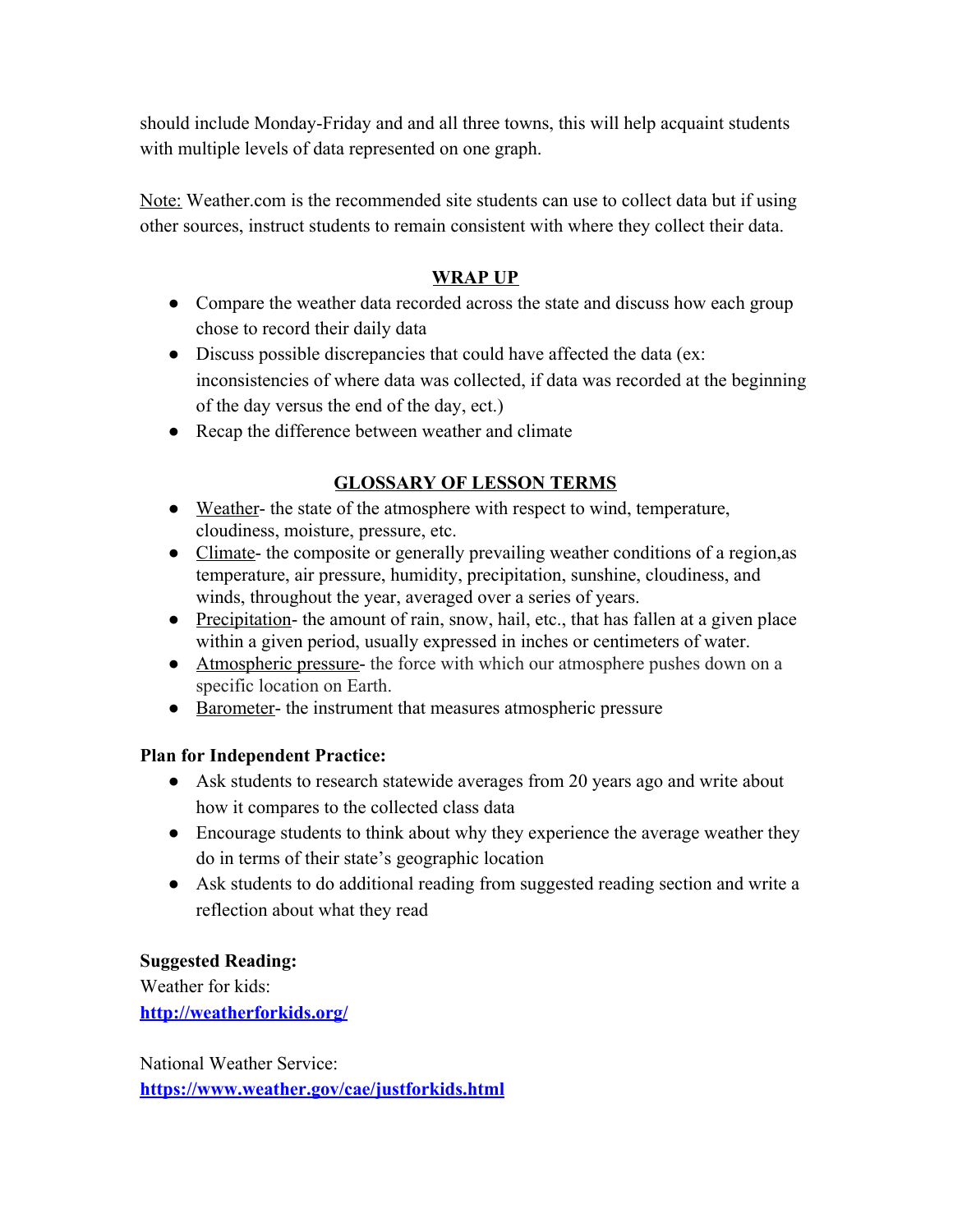should include Monday-Friday and and all three towns, this will help acquaint students with multiple levels of data represented on one graph.

Note: Weather.com is the recommended site students can use to collect data but if using other sources, instruct students to remain consistent with where they collect their data.

## WRAP UP

- Compare the weather data recorded across the state and discuss how each group chose to record their daily data
- Discuss possible discrepancies that could have affected the data (ex: inconsistencies of where data was collected, if data was recorded at the beginning of the day versus the end of the day, ect.)
- Recap the difference between weather and climate

## GLOSSARY OF LESSON TERMS

- Weather- the state of the atmosphere with respect to wind, temperature, cloudiness, moisture, pressure, etc.
- Climate- the composite or generally prevailing weather conditions of a region,as temperature, air pressure, humidity, precipitation, sunshine, cloudiness, and winds, throughout the year, averaged over a series of years.
- Precipitation- the amount of rain, snow, hail, etc., that has fallen at a given place within a given period, usually expressed in inches or centimeters of water.
- Atmospheric pressure- the force with which our atmosphere pushes down on a specific location on Earth.
- Barometer- the instrument that measures atmospheric pressure

**Plan for Independent Practice:**

- Ask students to research statewide averages from 20 years ago and write about how it compares to the collected class data
- Encourage students to think about why they experience the average weather they do in terms of their state's geographic location
- Ask students to do additional reading from suggested reading section and write a reflection about what they read

**Suggested Reading:**

Weather for kids:
**http://weatherforkids.org/**

National Weather Service:
**https://www.weather.gov/cae/justforkids.html**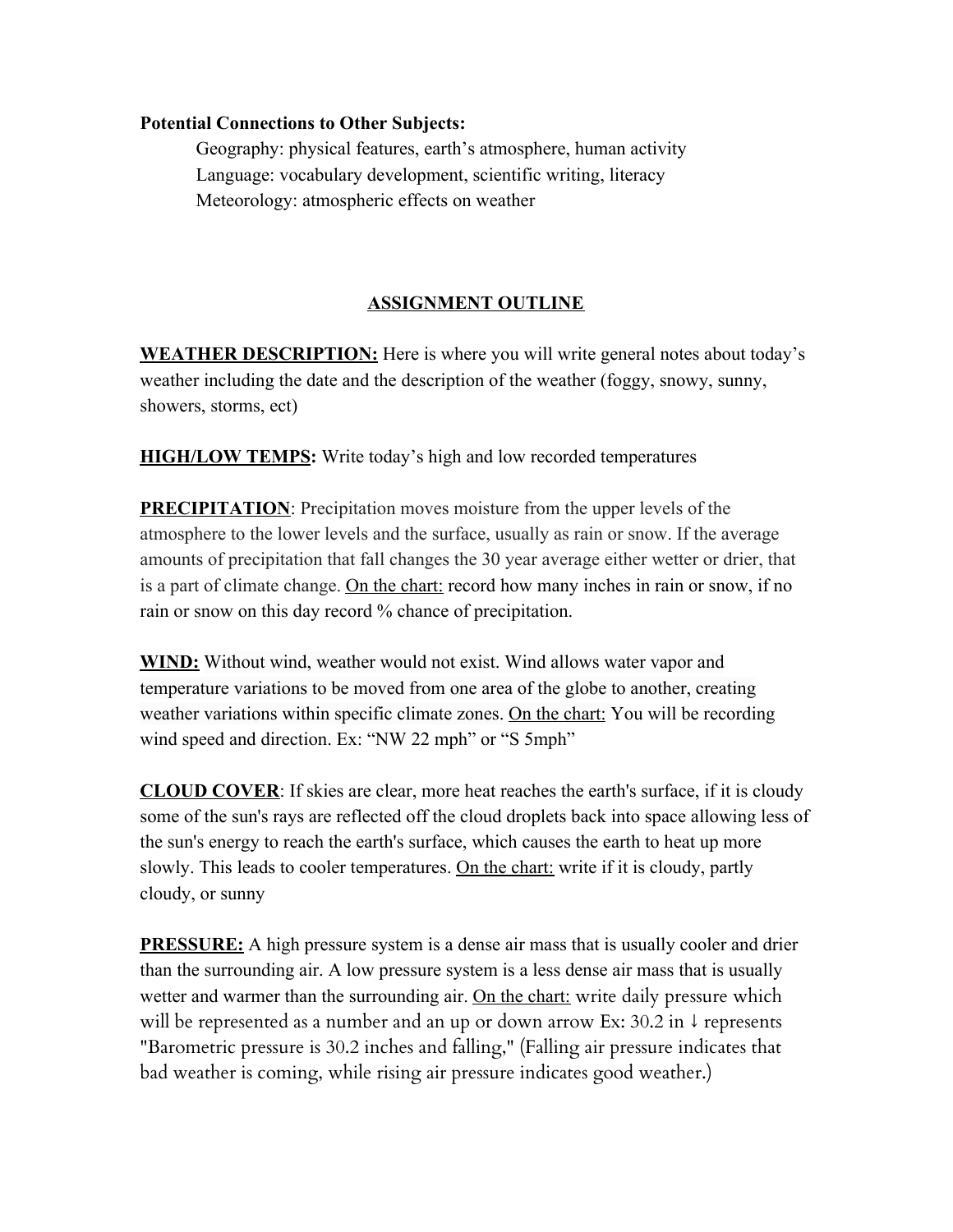**Potential Connections to Other Subjects:**

Geography: physical features, earth's atmosphere, human activity
Language: vocabulary development, scientific writing, literacy
Meteorology: atmospheric effects on weather

## ASSIGNMENT OUTLINE

**WEATHER DESCRIPTION:** Here is where you will write general notes about today's weather including the date and the description of the weather (foggy, snowy, sunny, showers, storms, ect)

**HIGH/LOW TEMPS:** Write today's high and low recorded temperatures

**PRECIPITATION**: Precipitation moves moisture from the upper levels of the atmosphere to the lower levels and the surface, usually as rain or snow. If the average amounts of precipitation that fall changes the 30 year average either wetter or drier, that is a part of climate change. On the chart: record how many inches in rain or snow, if no rain or snow on this day record % chance of precipitation.

**WIND:** Without wind, weather would not exist. Wind allows water vapor and temperature variations to be moved from one area of the globe to another, creating weather variations within specific climate zones. On the chart: You will be recording wind speed and direction. Ex: "NW 22 mph" or "S 5mph"

**CLOUD COVER**: If skies are clear, more heat reaches the earth's surface, if it is cloudy some of the sun's rays are reflected off the cloud droplets back into space allowing less of the sun's energy to reach the earth's surface, which causes the earth to heat up more slowly. This leads to cooler temperatures. On the chart: write if it is cloudy, partly cloudy, or sunny

**PRESSURE:** A high pressure system is a dense air mass that is usually cooler and drier than the surrounding air. A low pressure system is a less dense air mass that is usually wetter and warmer than the surrounding air. On the chart: write daily pressure which will be represented as a number and an up or down arrow Ex: 30.2 in ↓ represents "Barometric pressure is 30.2 inches and falling," (Falling air pressure indicates that bad weather is coming, while rising air pressure indicates good weather.)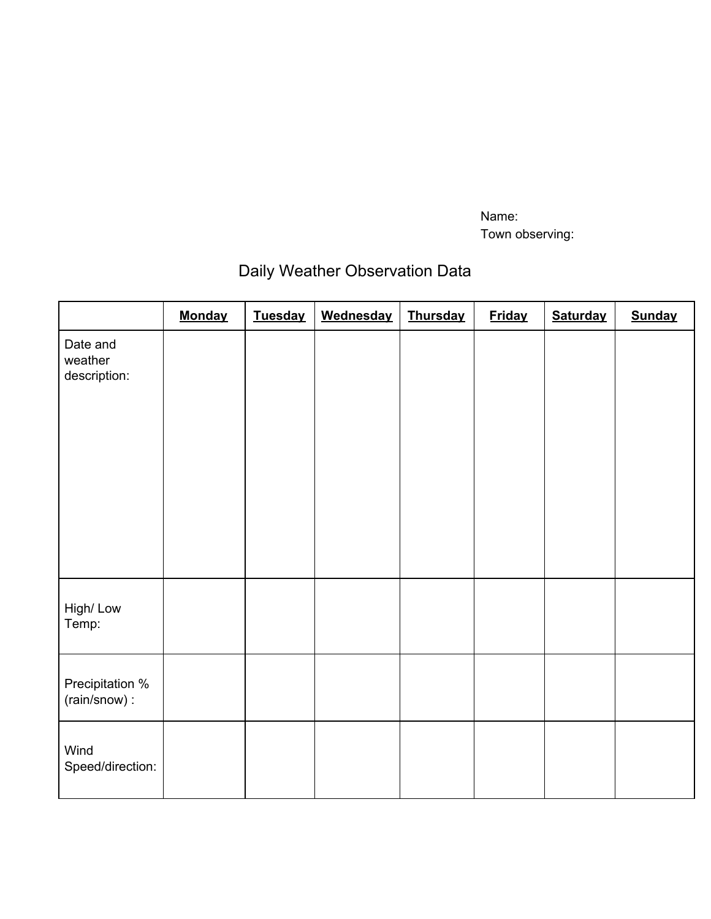Name:
Town observing:

# Daily Weather Observation Data

| | **Monday** | **Tuesday** | **Wednesday** | **Thursday** | **Friday** | **Saturday** | **Sunday** |
|---|---|---|---|---|---|---|---|
| Date and weather description: | | | | | | | |
| High/ Low Temp: | | | | | | | |
| Precipitation % (rain/snow) : | | | | | | | |
| Wind Speed/direction: | | | | | | | |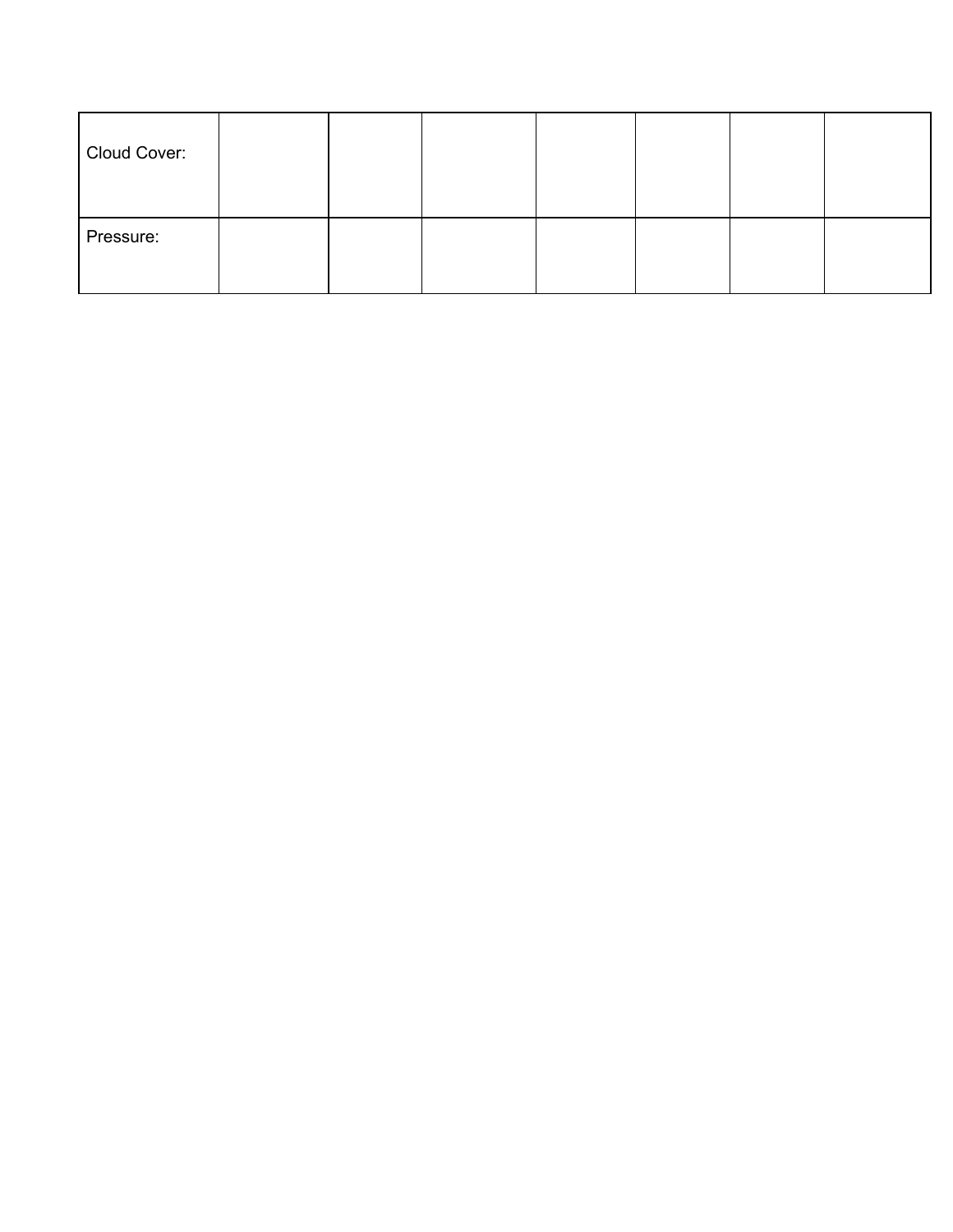| | | | | | | | |
|---|---|---|---|---|---|---|---|
| Cloud Cover: | | | | | | | |
| Pressure: | | | | | | | |